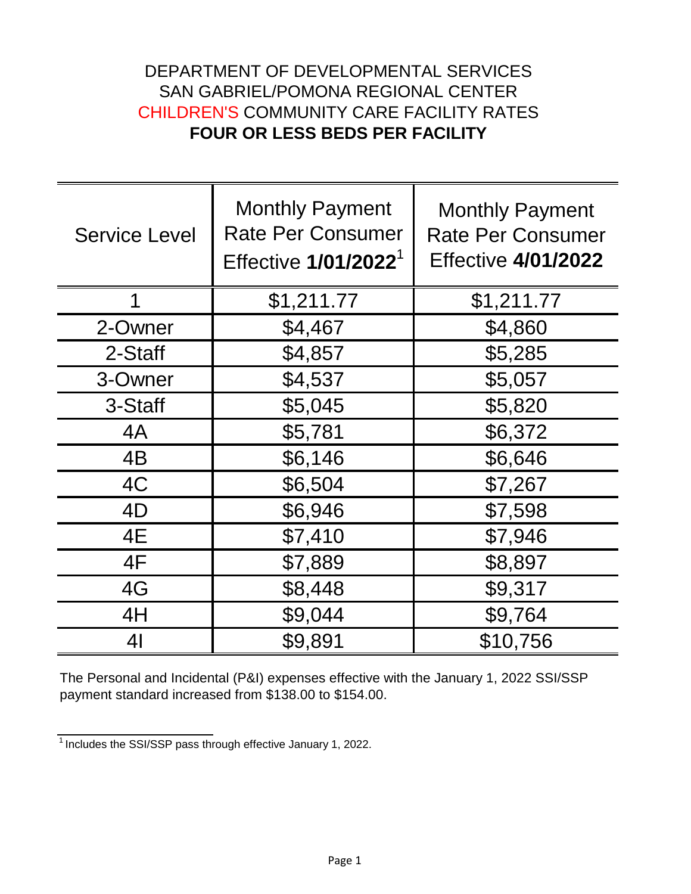# DEPARTMENT OF DEVELOPMENTAL SERVICES
# SAN GABRIEL/POMONA REGIONAL CENTER
# CHILDREN'S COMMUNITY CARE FACILITY RATES
# **FOUR OR LESS BEDS PER FACILITY**

| Service Level | Monthly Payment Rate Per Consumer Effective **1/01/2022**[1] | Monthly Payment Rate Per Consumer Effective **4/01/2022** |
|---|---|---|
| 1 | $1,211.77 | $1,211.77 |
| 2-Owner | $4,467 | $4,860 |
| 2-Staff | $4,857 | $5,285 |
| 3-Owner | $4,537 | $5,057 |
| 3-Staff | $5,045 | $5,820 |
| 4A | $5,781 | $6,372 |
| 4B | $6,146 | $6,646 |
| 4C | $6,504 | $7,267 |
| 4D | $6,946 | $7,598 |
| 4E | $7,410 | $7,946 |
| 4F | $7,889 | $8,897 |
| 4G | $8,448 | $9,317 |
| 4H | $9,044 | $9,764 |
| 4I | $9,891 | $10,756 |

The Personal and Incidental (P&I) expenses effective with the January 1, 2022 SSI/SSP payment standard increased from $138.00 to $154.00.

[1] Includes the SSI/SSP pass through effective January 1, 2022.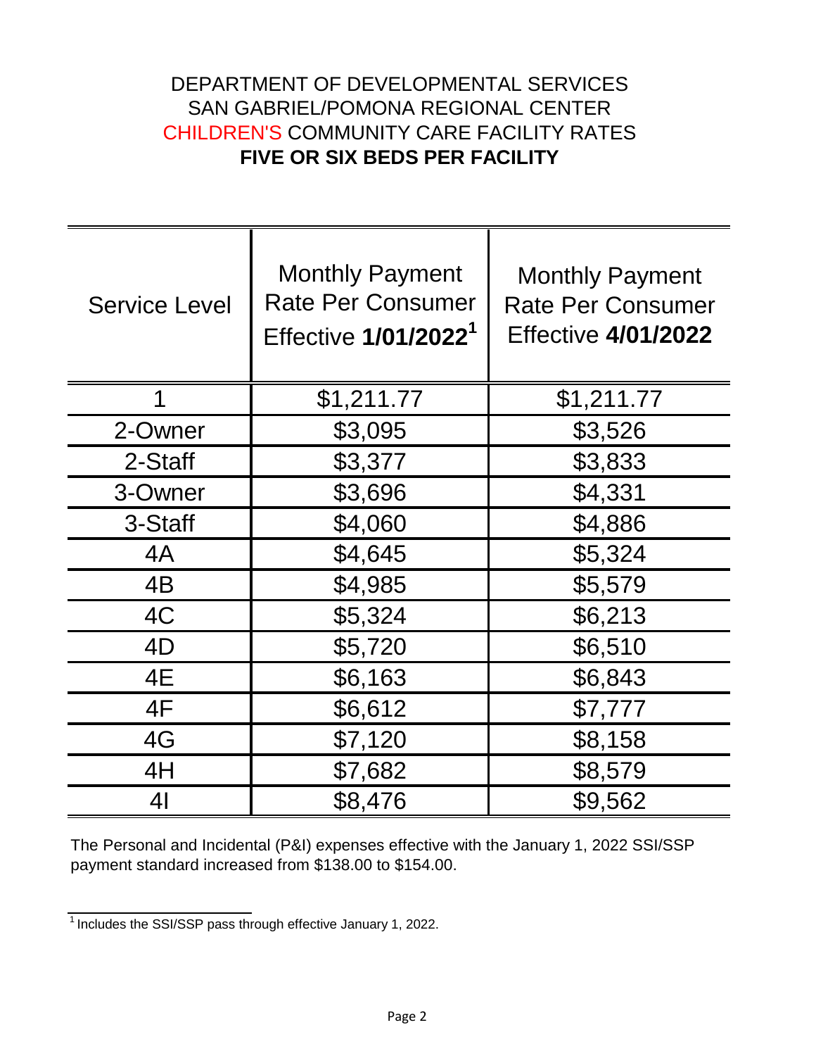# DEPARTMENT OF DEVELOPMENTAL SERVICES
## SAN GABRIEL/POMONA REGIONAL CENTER
## CHILDREN'S COMMUNITY CARE FACILITY RATES
## **FIVE OR SIX BEDS PER FACILITY**

| Service Level | Monthly Payment Rate Per Consumer Effective **1/01/2022**[1] | Monthly Payment Rate Per Consumer Effective **4/01/2022** |
|---|---|---|
| 1 | $1,211.77 | $1,211.77 |
| 2-Owner | $3,095 | $3,526 |
| 2-Staff | $3,377 | $3,833 |
| 3-Owner | $3,696 | $4,331 |
| 3-Staff | $4,060 | $4,886 |
| 4A | $4,645 | $5,324 |
| 4B | $4,985 | $5,579 |
| 4C | $5,324 | $6,213 |
| 4D | $5,720 | $6,510 |
| 4E | $6,163 | $6,843 |
| 4F | $6,612 | $7,777 |
| 4G | $7,120 | $8,158 |
| 4H | $7,682 | $8,579 |
| 4I | $8,476 | $9,562 |

The Personal and Incidental (P&I) expenses effective with the January 1, 2022 SSI/SSP payment standard increased from $138.00 to $154.00.

[1] Includes the SSI/SSP pass through effective January 1, 2022.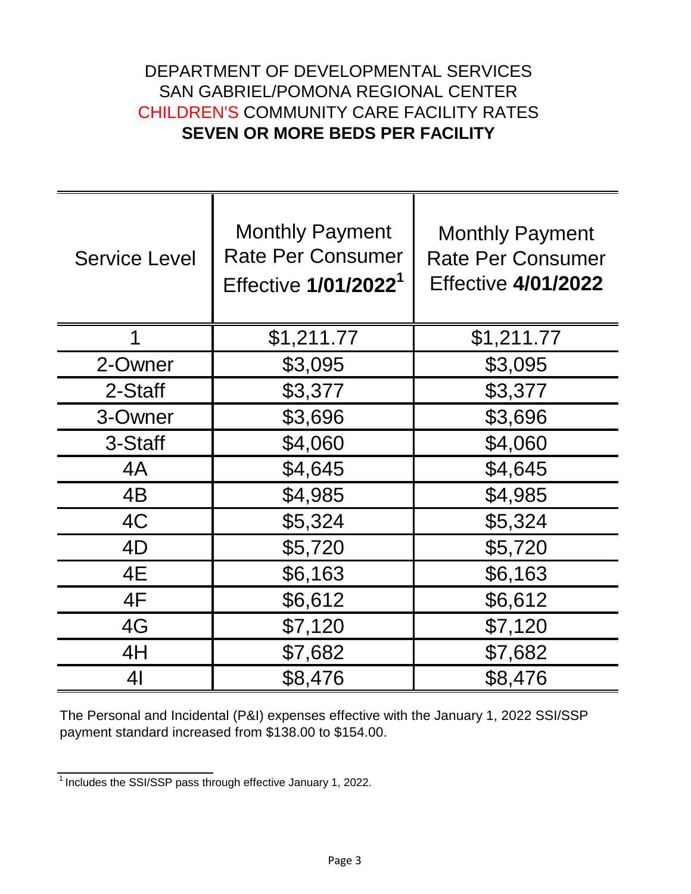DEPARTMENT OF DEVELOPMENTAL SERVICES
SAN GABRIEL/POMONA REGIONAL CENTER
CHILDREN'S COMMUNITY CARE FACILITY RATES
**SEVEN OR MORE BEDS PER FACILITY**

| Service Level | Monthly Payment Rate Per Consumer Effective **1/01/2022**[1] | Monthly Payment Rate Per Consumer Effective **4/01/2022** |
|---|---|---|
| 1 | $1,211.77 | $1,211.77 |
| 2-Owner | $3,095 | $3,095 |
| 2-Staff | $3,377 | $3,377 |
| 3-Owner | $3,696 | $3,696 |
| 3-Staff | $4,060 | $4,060 |
| 4A | $4,645 | $4,645 |
| 4B | $4,985 | $4,985 |
| 4C | $5,324 | $5,324 |
| 4D | $5,720 | $5,720 |
| 4E | $6,163 | $6,163 |
| 4F | $6,612 | $6,612 |
| 4G | $7,120 | $7,120 |
| 4H | $7,682 | $7,682 |
| 4I | $8,476 | $8,476 |

The Personal and Incidental (P&I) expenses effective with the January 1, 2022 SSI/SSP payment standard increased from $138.00 to $154.00.

[1] Includes the SSI/SSP pass through effective January 1, 2022.